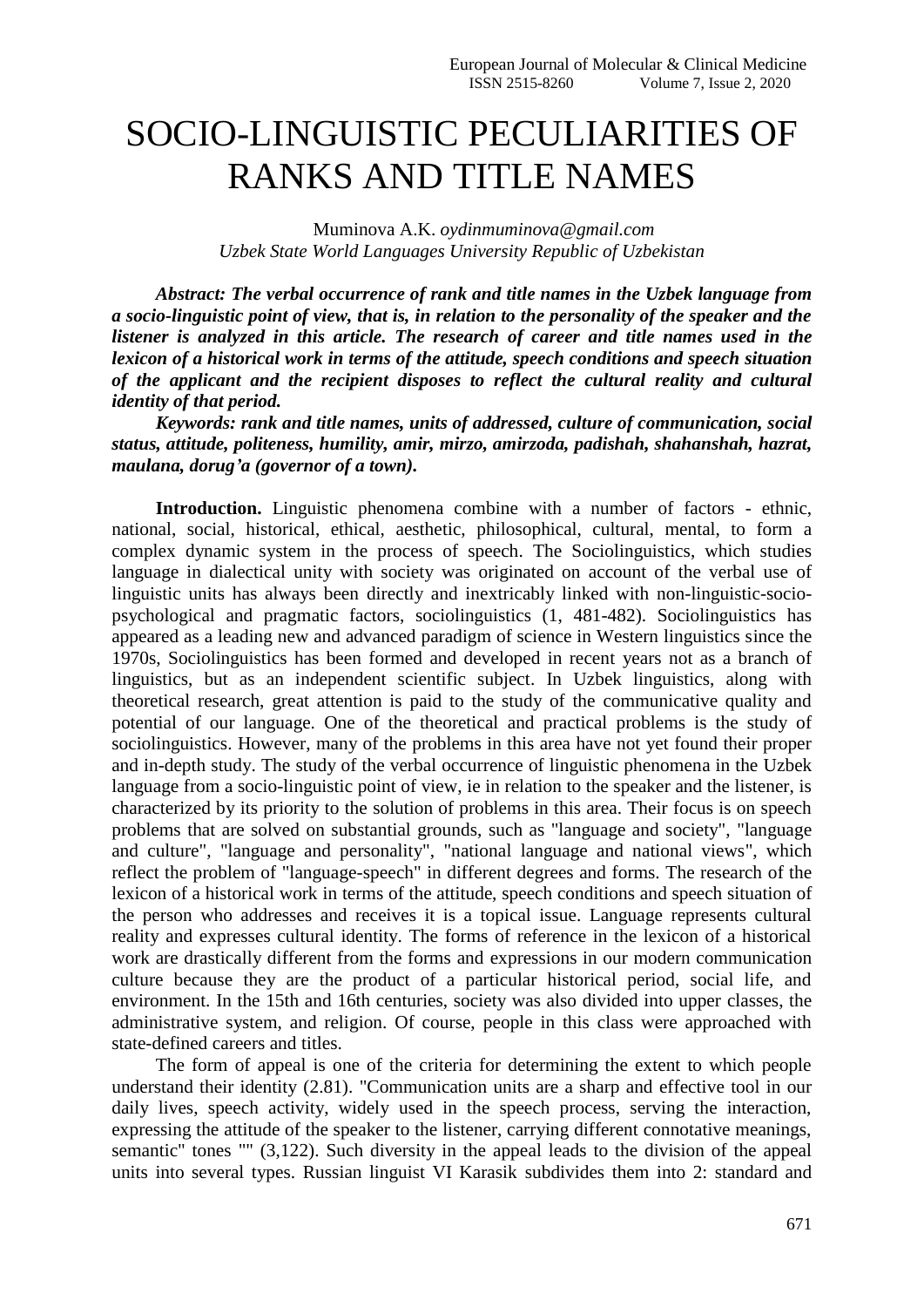# SOCIO-LINGUISTIC PECULIARITIES OF RANKS AND TITLE NAMES

Muminova A.K. *oydinmuminova@gmail.com*
*Uzbek State World Languages University Republic of Uzbekistan*

***Abstract: The verbal occurrence of rank and title names in the Uzbek language from a socio-linguistic point of view, that is, in relation to the personality of the speaker and the listener is analyzed in this article. The research of career and title names used in the lexicon of a historical work in terms of the attitude, speech conditions and speech situation of the applicant and the recipient disposes to reflect the cultural reality and cultural identity of that period.***

***Keywords: rank and title names, units of addressed, culture of communication, social status, attitude, politeness, humility, amir, mirzo, amirzoda, padishah, shahanshah, hazrat, maulana, dorug'a (governor of a town).***

**Introduction.** Linguistic phenomena combine with a number of factors - ethnic, national, social, historical, ethical, aesthetic, philosophical, cultural, mental, to form a complex dynamic system in the process of speech. The Sociolinguistics, which studies language in dialectical unity with society was originated on account of the verbal use of linguistic units has always been directly and inextricably linked with non-linguistic-socio-psychological and pragmatic factors, sociolinguistics (1, 481-482). Sociolinguistics has appeared as a leading new and advanced paradigm of science in Western linguistics since the 1970s, Sociolinguistics has been formed and developed in recent years not as a branch of linguistics, but as an independent scientific subject. In Uzbek linguistics, along with theoretical research, great attention is paid to the study of the communicative quality and potential of our language. One of the theoretical and practical problems is the study of sociolinguistics. However, many of the problems in this area have not yet found their proper and in-depth study. The study of the verbal occurrence of linguistic phenomena in the Uzbek language from a socio-linguistic point of view, ie in relation to the speaker and the listener, is characterized by its priority to the solution of problems in this area. Their focus is on speech problems that are solved on substantial grounds, such as "language and society", "language and culture", "language and personality", "national language and national views", which reflect the problem of "language-speech" in different degrees and forms. The research of the lexicon of a historical work in terms of the attitude, speech conditions and speech situation of the person who addresses and receives it is a topical issue. Language represents cultural reality and expresses cultural identity. The forms of reference in the lexicon of a historical work are drastically different from the forms and expressions in our modern communication culture because they are the product of a particular historical period, social life, and environment. In the 15th and 16th centuries, society was also divided into upper classes, the administrative system, and religion. Of course, people in this class were approached with state-defined careers and titles.

The form of appeal is one of the criteria for determining the extent to which people understand their identity (2.81). "Communication units are a sharp and effective tool in our daily lives, speech activity, widely used in the speech process, serving the interaction, expressing the attitude of the speaker to the listener, carrying different connotative meanings, semantic" tones "" (3,122). Such diversity in the appeal leads to the division of the appeal units into several types. Russian linguist VI Karasik subdivides them into 2: standard and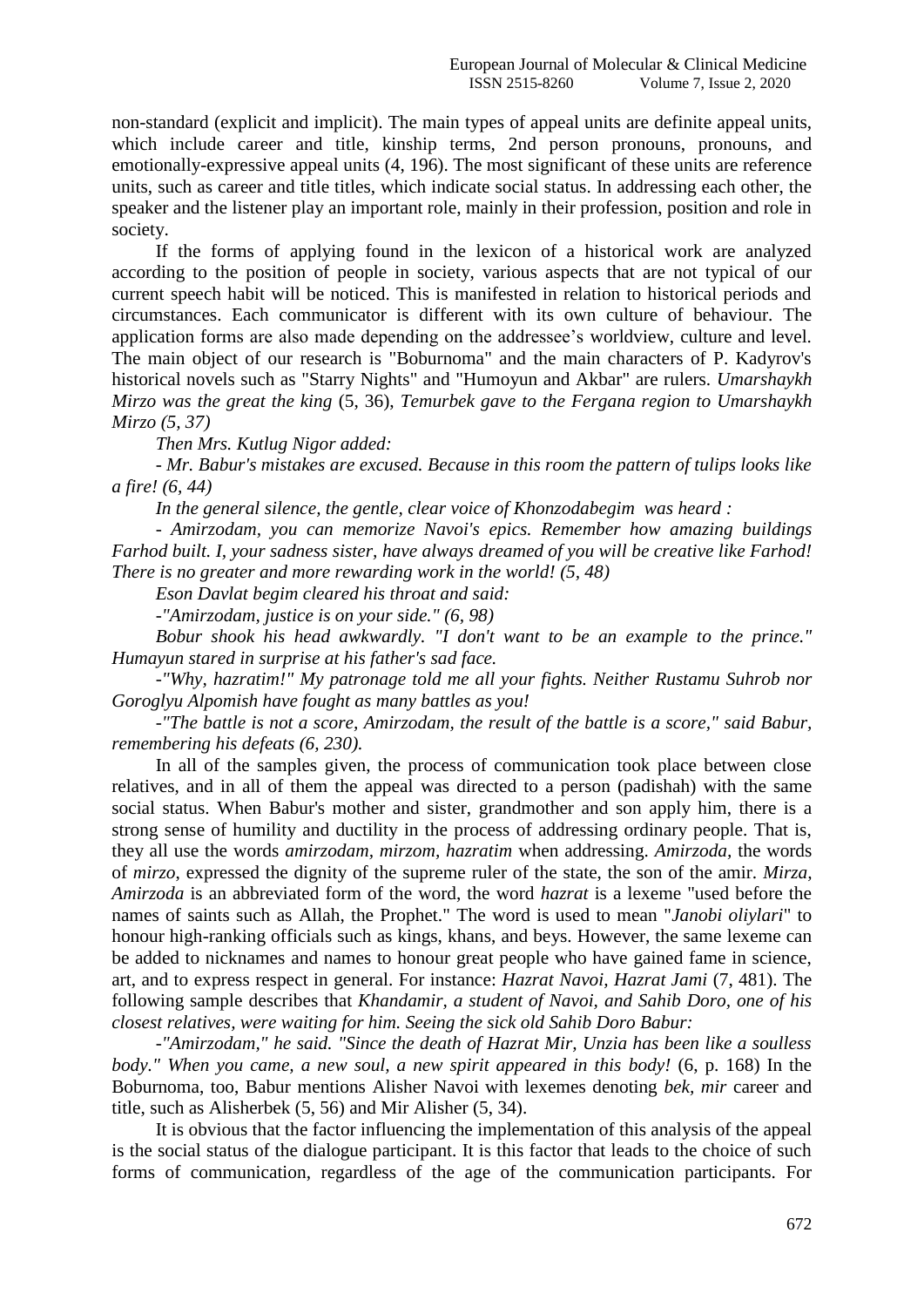non-standard (explicit and implicit). The main types of appeal units are definite appeal units, which include career and title, kinship terms, 2nd person pronouns, pronouns, and emotionally-expressive appeal units (4, 196). The most significant of these units are reference units, such as career and title titles, which indicate social status. In addressing each other, the speaker and the listener play an important role, mainly in their profession, position and role in society.

If the forms of applying found in the lexicon of a historical work are analyzed according to the position of people in society, various aspects that are not typical of our current speech habit will be noticed. This is manifested in relation to historical periods and circumstances. Each communicator is different with its own culture of behaviour. The application forms are also made depending on the addressee's worldview, culture and level. The main object of our research is "Boburnoma" and the main characters of P. Kadyrov's historical novels such as "Starry Nights" and "Humoyun and Akbar" are rulers. *Umarshaykh Mirzo was the great the king* (5, 36), *Temurbek gave to the Fergana region to Umarshaykh Mirzo (5, 37)*

*Then Mrs. Kutlug Nigor added:*

*- Mr. Babur's mistakes are excused. Because in this room the pattern of tulips looks like a fire! (6, 44)*

*In the general silence, the gentle, clear voice of Khonzodabegim was heard :*

*- Amirzodam, you can memorize Navoi's epics. Remember how amazing buildings Farhod built. I, your sadness sister, have always dreamed of you will be creative like Farhod! There is no greater and more rewarding work in the world! (5, 48)*

*Eson Davlat begim cleared his throat and said:*

*-"Amirzodam, justice is on your side." (6, 98)*

*Bobur shook his head awkwardly. "I don't want to be an example to the prince." Humayun stared in surprise at his father's sad face.*

*-"Why, hazratim!" My patronage told me all your fights. Neither Rustamu Suhrob nor Goroglyu Alpomish have fought as many battles as you!*

*-"The battle is not a score, Amirzodam, the result of the battle is a score," said Babur, remembering his defeats (6, 230).*

In all of the samples given, the process of communication took place between close relatives, and in all of them the appeal was directed to a person (padishah) with the same social status. When Babur's mother and sister, grandmother and son apply him, there is a strong sense of humility and ductility in the process of addressing ordinary people. That is, they all use the words *amirzodam, mirzom, hazratim* when addressing. *Amirzoda*, the words of *mirzo*, expressed the dignity of the supreme ruler of the state, the son of the amir. *Mirza, Amirzoda* is an abbreviated form of the word, the word *hazrat* is a lexeme "used before the names of saints such as Allah, the Prophet." The word is used to mean "*Janobi oliylari*" to honour high-ranking officials such as kings, khans, and beys. However, the same lexeme can be added to nicknames and names to honour great people who have gained fame in science, art, and to express respect in general. For instance: *Hazrat Navoi, Hazrat Jami* (7, 481). The following sample describes that *Khandamir, a student of Navoi, and Sahib Doro, one of his closest relatives, were waiting for him. Seeing the sick old Sahib Doro Babur:*

*-"Amirzodam," he said. "Since the death of Hazrat Mir, Unzia has been like a soulless body." When you came, a new soul, a new spirit appeared in this body!* (6, p. 168) In the Boburnoma, too, Babur mentions Alisher Navoi with lexemes denoting *bek, mir* career and title, such as Alisherbek (5, 56) and Mir Alisher (5, 34).

It is obvious that the factor influencing the implementation of this analysis of the appeal is the social status of the dialogue participant. It is this factor that leads to the choice of such forms of communication, regardless of the age of the communication participants. For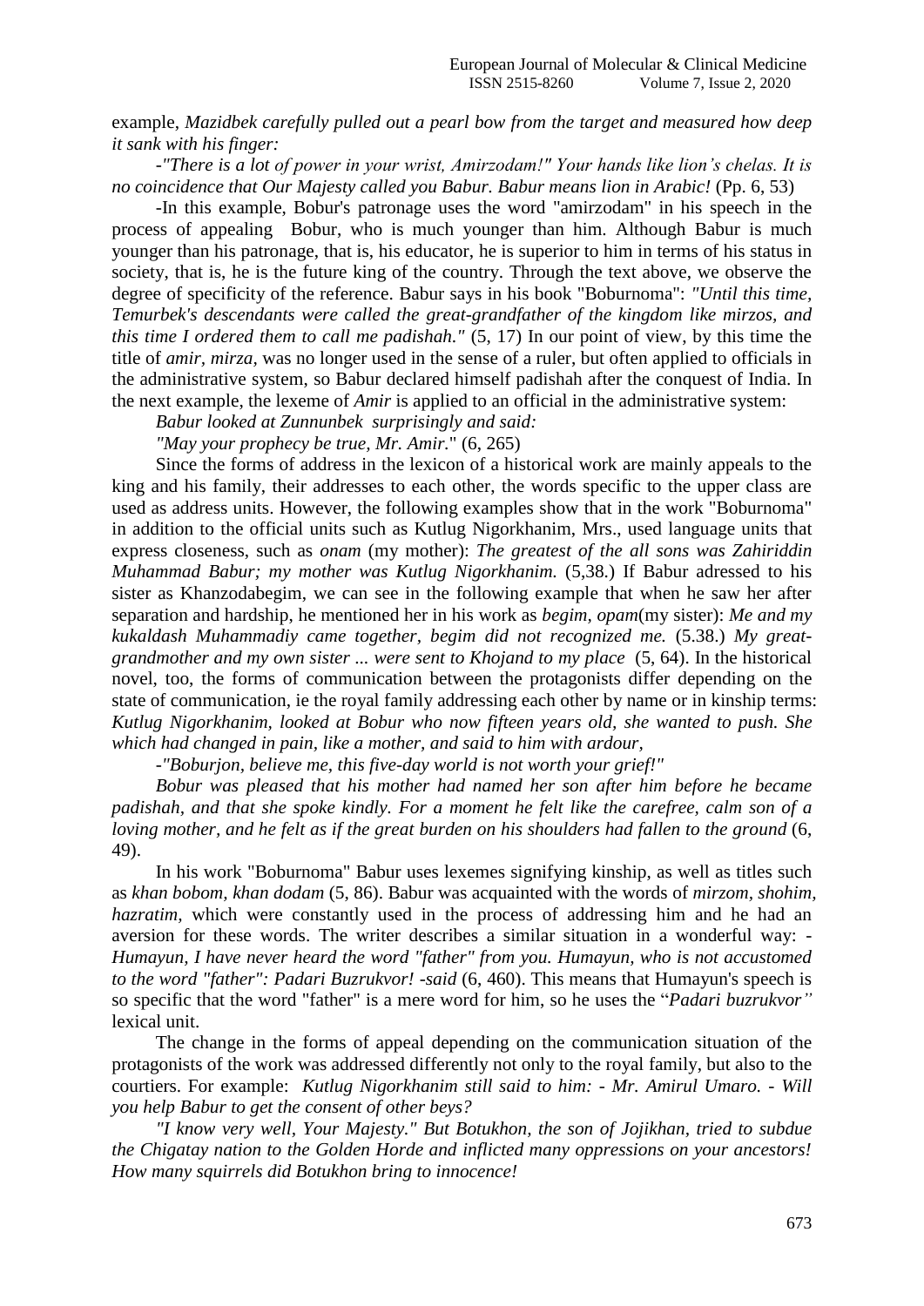example, *Mazidbek carefully pulled out a pearl bow from the target and measured how deep it sank with his finger:*

*-"There is a lot of power in your wrist, Amirzodam!" Your hands like lion's chelas. It is no coincidence that Our Majesty called you Babur. Babur means lion in Arabic!* (Pp. 6, 53)

-In this example, Bobur's patronage uses the word "amirzodam" in his speech in the process of appealing Bobur, who is much younger than him. Although Babur is much younger than his patronage, that is, his educator, he is superior to him in terms of his status in society, that is, he is the future king of the country. Through the text above, we observe the degree of specificity of the reference. Babur says in his book "Boburnoma": *"Until this time, Temurbek's descendants were called the great-grandfather of the kingdom like mirzos, and this time I ordered them to call me padishah."* (5, 17) In our point of view, by this time the title of *amir, mirza*, was no longer used in the sense of a ruler, but often applied to officials in the administrative system, so Babur declared himself padishah after the conquest of India. In the next example, the lexeme of *Amir* is applied to an official in the administrative system:

*Babur looked at Zunnunbek surprisingly and said:*

*"May your prophecy be true, Mr. Amir.*" (6, 265)

Since the forms of address in the lexicon of a historical work are mainly appeals to the king and his family, their addresses to each other, the words specific to the upper class are used as address units. However, the following examples show that in the work "Boburnoma" in addition to the official units such as Kutlug Nigorkhanim, Mrs., used language units that express closeness, such as *onam* (my mother): *The greatest of the all sons was Zahiriddin Muhammad Babur; my mother was Kutlug Nigorkhanim.* (5,38.) If Babur adressed to his sister as Khanzodabegim, we can see in the following example that when he saw her after separation and hardship, he mentioned her in his work as *begim, opam*(my sister): *Me and my kukaldash Muhammadiy came together, begim did not recognized me.* (5.38.) *My great-grandmother and my own sister ... were sent to Khojand to my place* (5, 64). In the historical novel, too, the forms of communication between the protagonists differ depending on the state of communication, ie the royal family addressing each other by name or in kinship terms: *Kutlug Nigorkhanim, looked at Bobur who now fifteen years old, she wanted to push. She which had changed in pain, like a mother, and said to him with ardour,*

*-"Boburjon, believe me, this five-day world is not worth your grief!"*

*Bobur was pleased that his mother had named her son after him before he became padishah, and that she spoke kindly. For a moment he felt like the carefree, calm son of a loving mother, and he felt as if the great burden on his shoulders had fallen to the ground* (6, 49).

In his work "Boburnoma" Babur uses lexemes signifying kinship, as well as titles such as *khan bobom, khan dodam* (5, 86). Babur was acquainted with the words of *mirzom, shohim, hazratim,* which were constantly used in the process of addressing him and he had an aversion for these words. The writer describes a similar situation in a wonderful way: *-Humayun, I have never heard the word "father" from you. Humayun, who is not accustomed to the word "father": Padari Buzrukvor! -said* (6, 460). This means that Humayun's speech is so specific that the word "father" is a mere word for him, so he uses the "*Padari buzrukvor"* lexical unit.

The change in the forms of appeal depending on the communication situation of the protagonists of the work was addressed differently not only to the royal family, but also to the courtiers. For example: *Kutlug Nigorkhanim still said to him: - Mr. Amirul Umaro. - Will you help Babur to get the consent of other beys?*

*"I know very well, Your Majesty." But Botukhon, the son of Jojikhan, tried to subdue the Chigatay nation to the Golden Horde and inflicted many oppressions on your ancestors! How many squirrels did Botukhon bring to innocence!*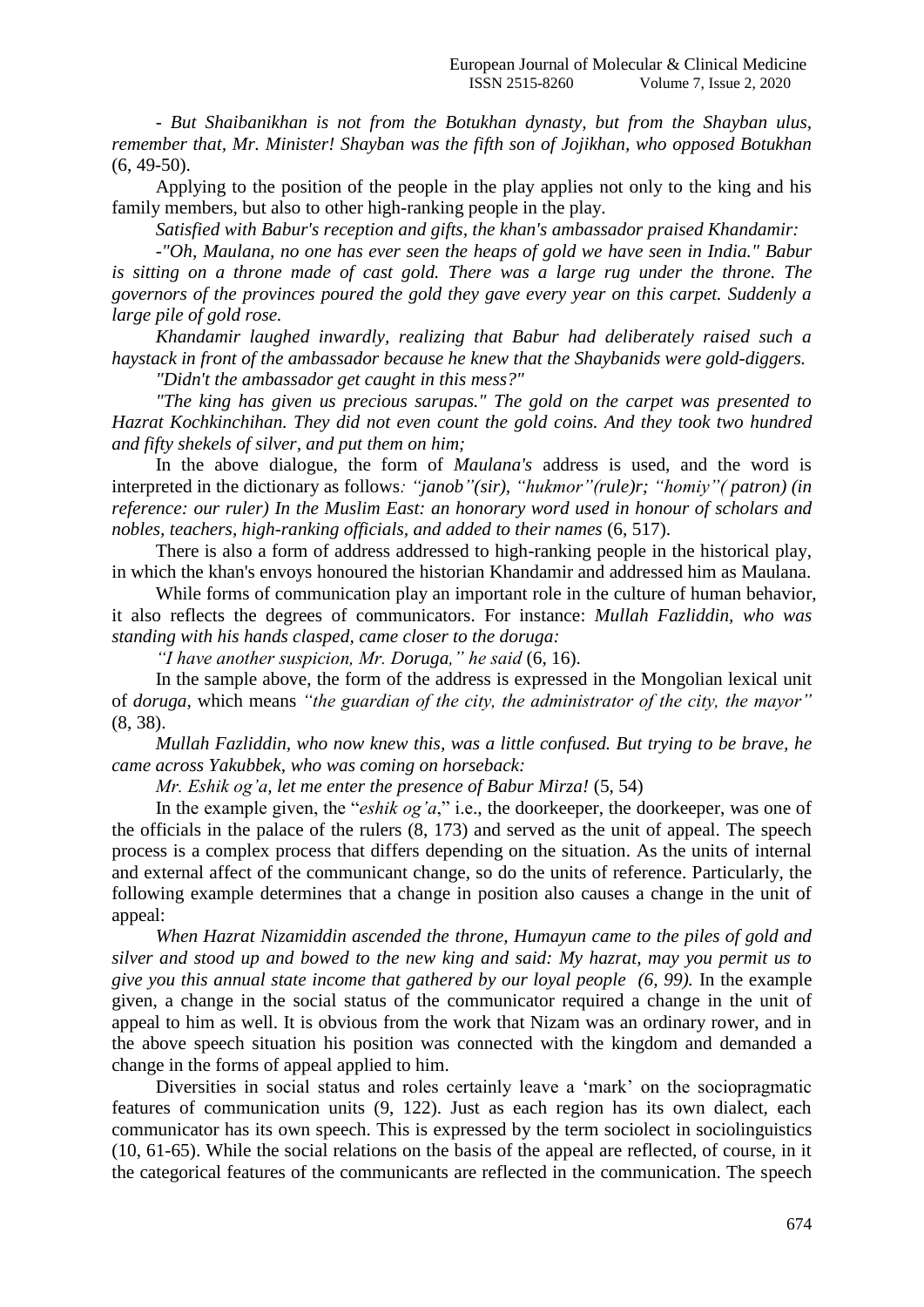*- But Shaibanikhan is not from the Botukhan dynasty, but from the Shayban ulus, remember that, Mr. Minister! Shayban was the fifth son of Jojikhan, who opposed Botukhan* (6, 49-50).

Applying to the position of the people in the play applies not only to the king and his family members, but also to other high-ranking people in the play.

*Satisfied with Babur's reception and gifts, the khan's ambassador praised Khandamir:*

*-"Oh, Maulana, no one has ever seen the heaps of gold we have seen in India." Babur is sitting on a throne made of cast gold. There was a large rug under the throne. The governors of the provinces poured the gold they gave every year on this carpet. Suddenly a large pile of gold rose.*

*Khandamir laughed inwardly, realizing that Babur had deliberately raised such a haystack in front of the ambassador because he knew that the Shaybanids were gold-diggers.*

*"Didn't the ambassador get caught in this mess?"*

*"The king has given us precious sarupas." The gold on the carpet was presented to Hazrat Kochkinchihan. They did not even count the gold coins. And they took two hundred and fifty shekels of silver, and put them on him;*

In the above dialogue, the form of *Maulana's* address is used, and the word is interpreted in the dictionary as follows*: "janob"(sir), "hukmor"(rule)r; "homiy"( patron) (in reference: our ruler) In the Muslim East: an honorary word used in honour of scholars and nobles, teachers, high-ranking officials, and added to their names* (6, 517).

There is also a form of address addressed to high-ranking people in the historical play, in which the khan's envoys honoured the historian Khandamir and addressed him as Maulana.

While forms of communication play an important role in the culture of human behavior, it also reflects the degrees of communicators. For instance: *Mullah Fazliddin, who was standing with his hands clasped, came closer to the doruga:*

*"I have another suspicion, Mr. Doruga," he said* (6, 16).

In the sample above, the form of the address is expressed in the Mongolian lexical unit of *doruga*, which means *"the guardian of the city, the administrator of the city, the mayor"* (8, 38).

*Mullah Fazliddin, who now knew this, was a little confused. But trying to be brave, he came across Yakubbek, who was coming on horseback:*

*Mr. Eshik og'a, let me enter the presence of Babur Mirza!* (5, 54)

In the example given, the "*eshik og'a*," i.e., the doorkeeper, the doorkeeper, was one of the officials in the palace of the rulers (8, 173) and served as the unit of appeal. The speech process is a complex process that differs depending on the situation. As the units of internal and external affect of the communicant change, so do the units of reference. Particularly, the following example determines that a change in position also causes a change in the unit of appeal:

*When Hazrat Nizamiddin ascended the throne, Humayun came to the piles of gold and silver and stood up and bowed to the new king and said: My hazrat, may you permit us to give you this annual state income that gathered by our loyal people (6, 99).* In the example given, a change in the social status of the communicator required a change in the unit of appeal to him as well. It is obvious from the work that Nizam was an ordinary rower, and in the above speech situation his position was connected with the kingdom and demanded a change in the forms of appeal applied to him.

Diversities in social status and roles certainly leave a 'mark' on the sociopragmatic features of communication units (9, 122). Just as each region has its own dialect, each communicator has its own speech. This is expressed by the term sociolect in sociolinguistics (10, 61-65). While the social relations on the basis of the appeal are reflected, of course, in it the categorical features of the communicants are reflected in the communication. The speech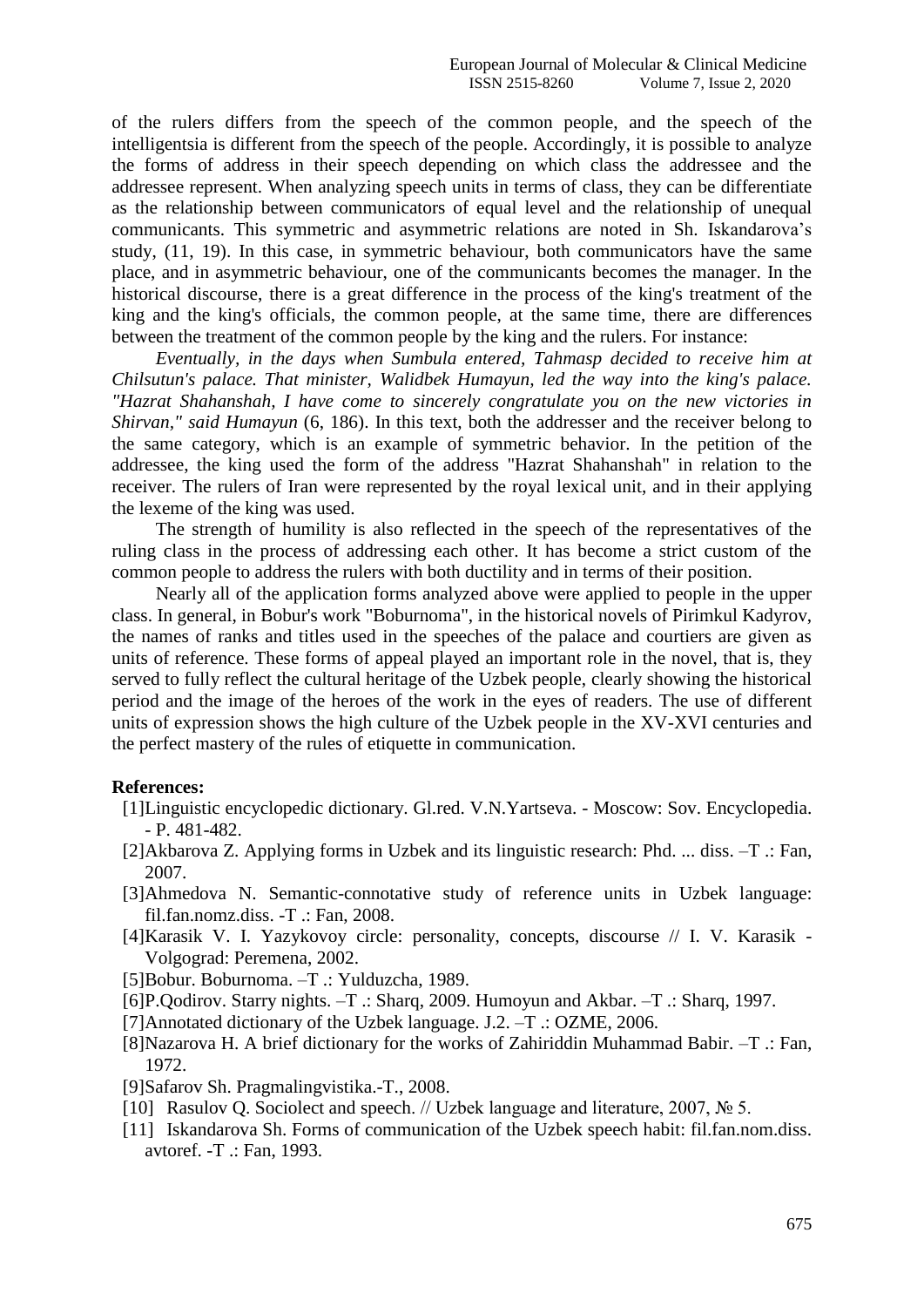of the rulers differs from the speech of the common people, and the speech of the intelligentsia is different from the speech of the people. Accordingly, it is possible to analyze the forms of address in their speech depending on which class the addressee and the addressee represent. When analyzing speech units in terms of class, they can be differentiate as the relationship between communicators of equal level and the relationship of unequal communicants. This symmetric and asymmetric relations are noted in Sh. Iskandarova's study, (11, 19). In this case, in symmetric behaviour, both communicators have the same place, and in asymmetric behaviour, one of the communicants becomes the manager. In the historical discourse, there is a great difference in the process of the king's treatment of the king and the king's officials, the common people, at the same time, there are differences between the treatment of the common people by the king and the rulers. For instance:

*Eventually, in the days when Sumbula entered, Tahmasp decided to receive him at Chilsutun's palace. That minister, Walidbek Humayun, led the way into the king's palace. "Hazrat Shahanshah, I have come to sincerely congratulate you on the new victories in Shirvan," said Humayun* (6, 186). In this text, both the addresser and the receiver belong to the same category, which is an example of symmetric behavior. In the petition of the addressee, the king used the form of the address "Hazrat Shahanshah" in relation to the receiver. The rulers of Iran were represented by the royal lexical unit, and in their applying the lexeme of the king was used.

The strength of humility is also reflected in the speech of the representatives of the ruling class in the process of addressing each other. It has become a strict custom of the common people to address the rulers with both ductility and in terms of their position.

Nearly all of the application forms analyzed above were applied to people in the upper class. In general, in Bobur's work "Boburnoma", in the historical novels of Pirimkul Kadyrov, the names of ranks and titles used in the speeches of the palace and courtiers are given as units of reference. These forms of appeal played an important role in the novel, that is, they served to fully reflect the cultural heritage of the Uzbek people, clearly showing the historical period and the image of the heroes of the work in the eyes of readers. The use of different units of expression shows the high culture of the Uzbek people in the XV-XVI centuries and the perfect mastery of the rules of etiquette in communication.

**References:**

[1]Linguistic encyclopedic dictionary. Gl.red. V.N.Yartseva. - Moscow: Sov. Encyclopedia. - P. 481-482.

[2]Akbarova Z. Applying forms in Uzbek and its linguistic research: Phd. ... diss. –T .: Fan, 2007.

[3]Ahmedova N. Semantic-connotative study of reference units in Uzbek language: fil.fan.nomz.diss. -T .: Fan, 2008.

[4]Karasik V. I. Yazykovoy circle: personality, concepts, discourse // I. V. Karasik - Volgograd: Peremena, 2002.

[5]Bobur. Boburnoma. –T .: Yulduzcha, 1989.

[6]P.Qodirov. Starry nights. –T .: Sharq, 2009. Humoyun and Akbar. –T .: Sharq, 1997.

[7]Annotated dictionary of the Uzbek language. J.2. –T .: OZME, 2006.

[8]Nazarova H. A brief dictionary for the works of Zahiriddin Muhammad Babir. –T .: Fan, 1972.

[9]Safarov Sh. Pragmalingvistika.-T., 2008.

[10] Rasulov Q. Sociolect and speech. // Uzbek language and literature, 2007, № 5.

[11] Iskandarova Sh. Forms of communication of the Uzbek speech habit: fil.fan.nom.diss. avtoref. -T .: Fan, 1993.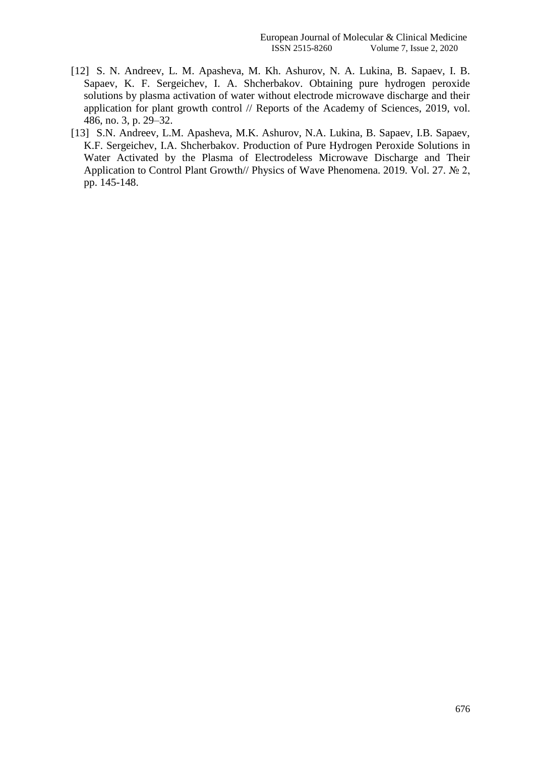[12] S. N. Andreev, L. M. Apasheva, M. Kh. Ashurov, N. A. Lukina, B. Sapaev, I. B. Sapaev, K. F. Sergeichev, I. A. Shcherbakov. Obtaining pure hydrogen peroxide solutions by plasma activation of water without electrode microwave discharge and their application for plant growth control // Reports of the Academy of Sciences, 2019, vol. 486, no. 3, p. 29–32.

[13] S.N. Andreev, L.M. Apasheva, M.K. Ashurov, N.A. Lukina, B. Sapaev, I.B. Sapaev, K.F. Sergeichev, I.A. Shcherbakov. Production of Pure Hydrogen Peroxide Solutions in Water Activated by the Plasma of Electrodeless Microwave Discharge and Their Application to Control Plant Growth// Physics of Wave Phenomena. 2019. Vol. 27. № 2, pp. 145-148.